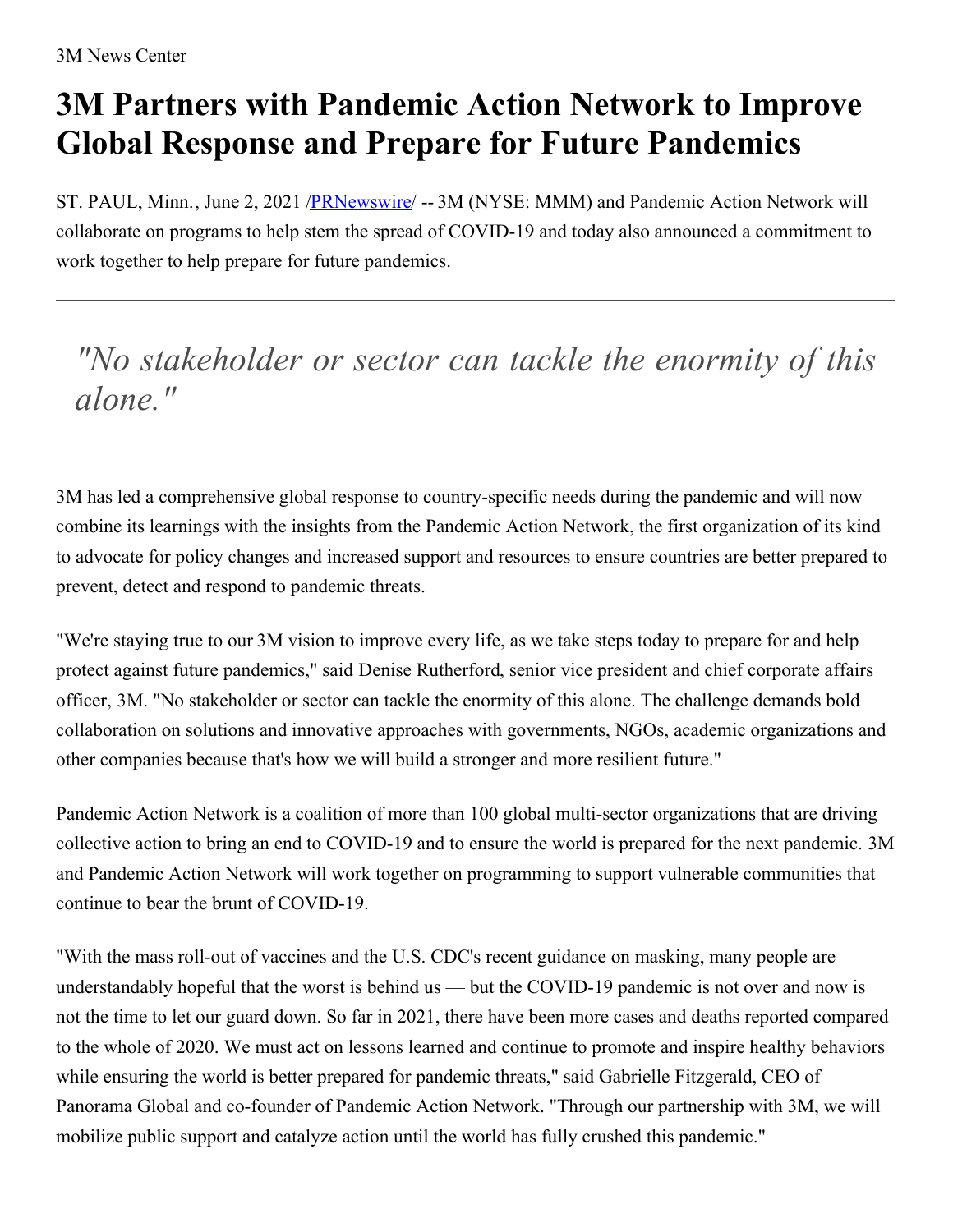3M News Center

# 3M Partners with Pandemic Action Network to Improve Global Response and Prepare for Future Pandemics

ST. PAUL, Minn., June 2, 2021 /PRNewswire/ -- 3M (NYSE: MMM) and Pandemic Action Network will collaborate on programs to help stem the spread of COVID-19 and today also announced a commitment to work together to help prepare for future pandemics.

---

> *"No stakeholder or sector can tackle the enormity of this alone."*

---

3M has led a comprehensive global response to country-specific needs during the pandemic and will now combine its learnings with the insights from the Pandemic Action Network, the first organization of its kind to advocate for policy changes and increased support and resources to ensure countries are better prepared to prevent, detect and respond to pandemic threats.

"We're staying true to our 3M vision to improve every life, as we take steps today to prepare for and help protect against future pandemics," said Denise Rutherford, senior vice president and chief corporate affairs officer, 3M. "No stakeholder or sector can tackle the enormity of this alone. The challenge demands bold collaboration on solutions and innovative approaches with governments, NGOs, academic organizations and other companies because that's how we will build a stronger and more resilient future."

Pandemic Action Network is a coalition of more than 100 global multi-sector organizations that are driving collective action to bring an end to COVID-19 and to ensure the world is prepared for the next pandemic. 3M and Pandemic Action Network will work together on programming to support vulnerable communities that continue to bear the brunt of COVID-19.

"With the mass roll-out of vaccines and the U.S. CDC's recent guidance on masking, many people are understandably hopeful that the worst is behind us — but the COVID-19 pandemic is not over and now is not the time to let our guard down. So far in 2021, there have been more cases and deaths reported compared to the whole of 2020. We must act on lessons learned and continue to promote and inspire healthy behaviors while ensuring the world is better prepared for pandemic threats," said Gabrielle Fitzgerald, CEO of Panorama Global and co-founder of Pandemic Action Network. "Through our partnership with 3M, we will mobilize public support and catalyze action until the world has fully crushed this pandemic."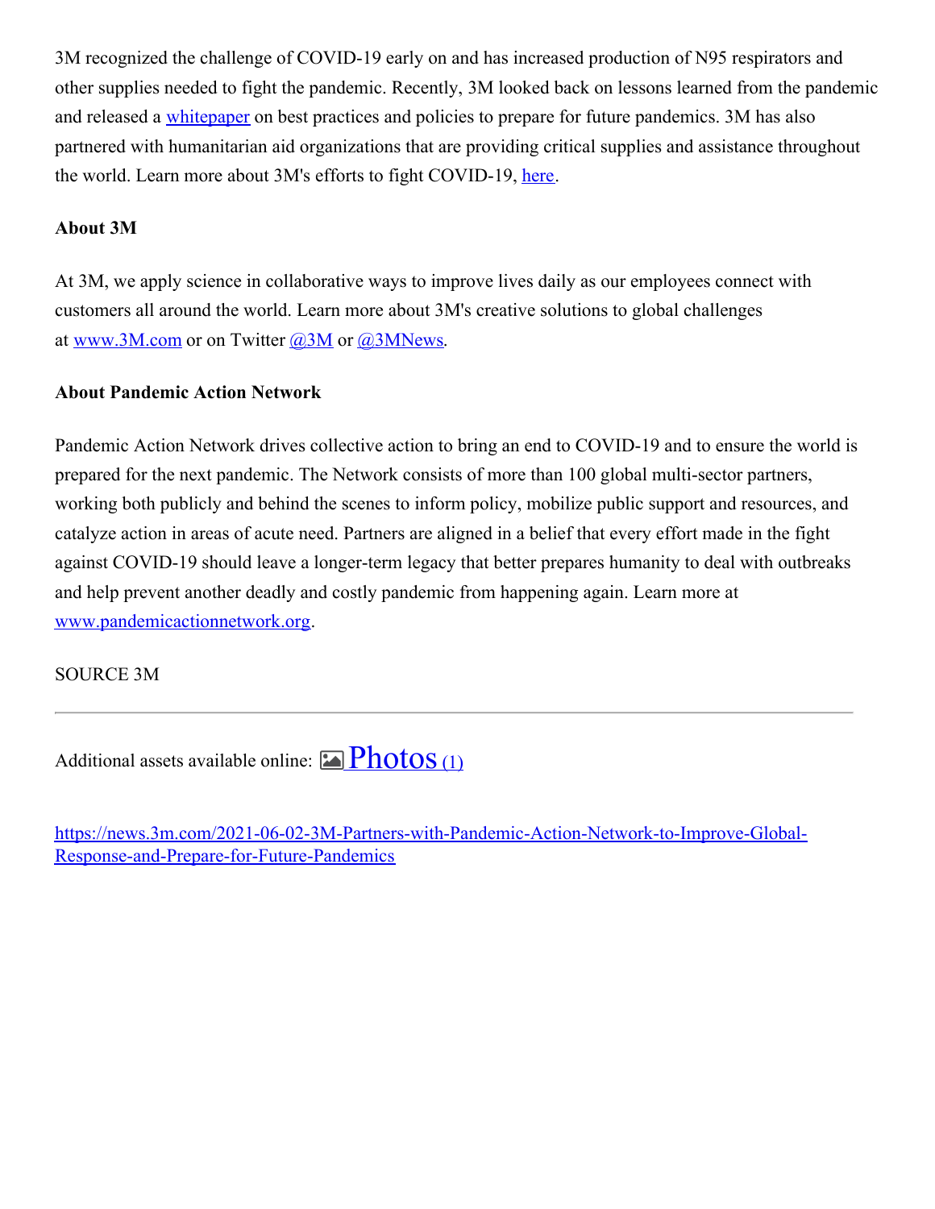3M recognized the challenge of COVID-19 early on and has increased production of N95 respirators and other supplies needed to fight the pandemic. Recently, 3M looked back on lessons learned from the pandemic and released a [whitepaper] on best practices and policies to prepare for future pandemics. 3M has also partnered with humanitarian aid organizations that are providing critical supplies and assistance throughout the world. Learn more about 3M's efforts to fight COVID-19, [here].

**About 3M**

At 3M, we apply science in collaborative ways to improve lives daily as our employees connect with customers all around the world. Learn more about 3M's creative solutions to global challenges at www.3M.com or on Twitter @3M or @3MNews.

**About Pandemic Action Network**

Pandemic Action Network drives collective action to bring an end to COVID-19 and to ensure the world is prepared for the next pandemic. The Network consists of more than 100 global multi-sector partners, working both publicly and behind the scenes to inform policy, mobilize public support and resources, and catalyze action in areas of acute need. Partners are aligned in a belief that every effort made in the fight against COVID-19 should leave a longer-term legacy that better prepares humanity to deal with outbreaks and help prevent another deadly and costly pandemic from happening again. Learn more at www.pandemicactionnetwork.org.

SOURCE 3M

---

Additional assets available online: Photos (1)

https://news.3m.com/2021-06-02-3M-Partners-with-Pandemic-Action-Network-to-Improve-Global-Response-and-Prepare-for-Future-Pandemics